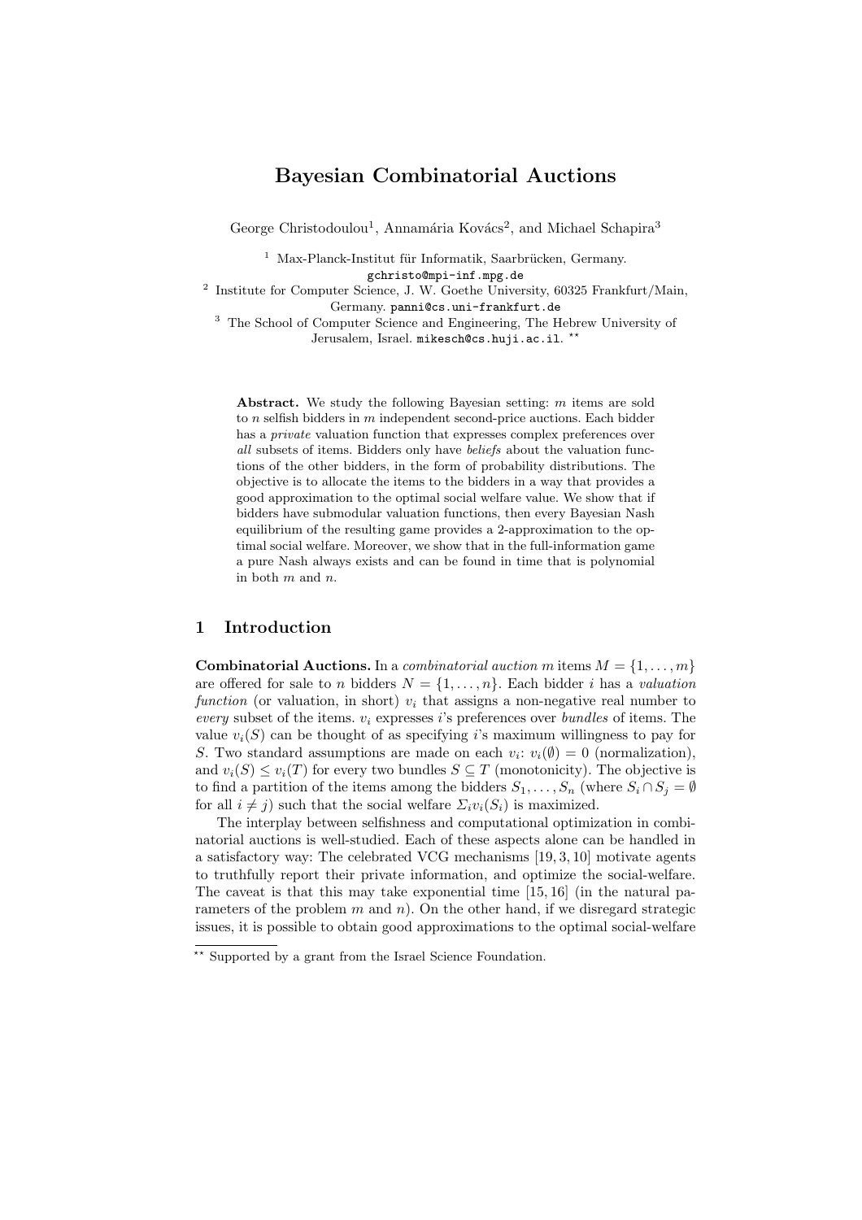# Bayesian Combinatorial Auctions

George Christodoulou[1], Annamária Kovács[2], and Michael Schapira[3]

[1] Max-Planck-Institut für Informatik, Saarbrücken, Germany. gchristo@mpi-inf.mpg.de

[2] Institute for Computer Science, J. W. Goethe University, 60325 Frankfurt/Main, Germany. panni@cs.uni-frankfurt.de

[3] The School of Computer Science and Engineering, The Hebrew University of Jerusalem, Israel. mikesch@cs.huji.ac.il. **

**Abstract.** We study the following Bayesian setting: $m$ items are sold to $n$ selfish bidders in $m$ independent second-price auctions. Each bidder has a *private* valuation function that expresses complex preferences over *all* subsets of items. Bidders only have *beliefs* about the valuation functions of the other bidders, in the form of probability distributions. The objective is to allocate the items to the bidders in a way that provides a good approximation to the optimal social welfare value. We show that if bidders have submodular valuation functions, then every Bayesian Nash equilibrium of the resulting game provides a 2-approximation to the optimal social welfare. Moreover, we show that in the full-information game a pure Nash always exists and can be found in time that is polynomial in both $m$ and $n$.

## 1 Introduction

**Combinatorial Auctions.** In a *combinatorial auction* $m$ items $M = \{1, \ldots, m\}$ are offered for sale to $n$ bidders $N = \{1, \ldots, n\}$. Each bidder $i$ has a *valuation function* (or valuation, in short) $v_i$ that assigns a non-negative real number to *every* subset of the items. $v_i$ expresses $i$'s preferences over *bundles* of items. The value $v_i(S)$ can be thought of as specifying $i$'s maximum willingness to pay for $S$. Two standard assumptions are made on each $v_i$: $v_i(\emptyset) = 0$ (normalization), and $v_i(S) \leq v_i(T)$ for every two bundles $S \subseteq T$ (monotonicity). The objective is to find a partition of the items among the bidders $S_1, \ldots, S_n$ (where $S_i \cap S_j = \emptyset$ for all $i \neq j$) such that the social welfare $\Sigma_i v_i(S_i)$ is maximized.

The interplay between selfishness and computational optimization in combinatorial auctions is well-studied. Each of these aspects alone can be handled in a satisfactory way: The celebrated VCG mechanisms [19, 3, 10] motivate agents to truthfully report their private information, and optimize the social-welfare. The caveat is that this may take exponential time [15, 16] (in the natural parameters of the problem $m$ and $n$). On the other hand, if we disregard strategic issues, it is possible to obtain good approximations to the optimal social-welfare

** Supported by a grant from the Israel Science Foundation.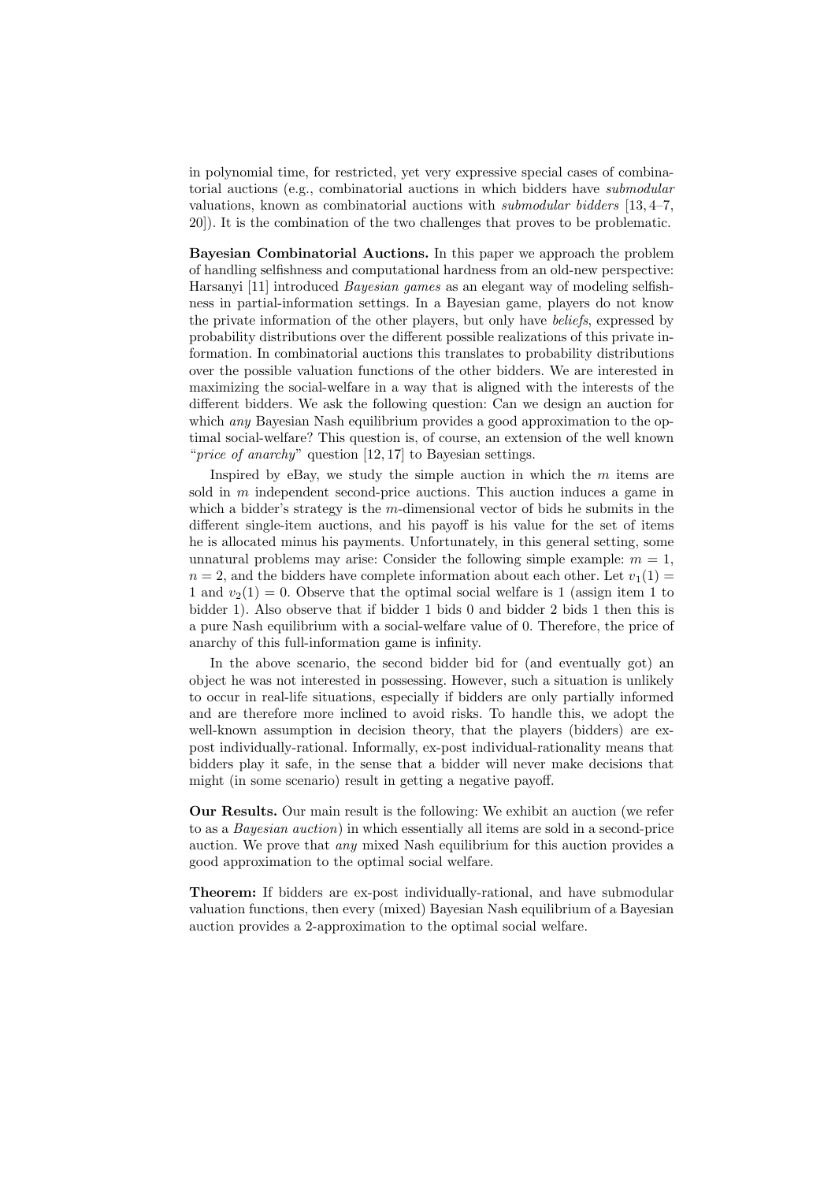in polynomial time, for restricted, yet very expressive special cases of combinatorial auctions (e.g., combinatorial auctions in which bidders have *submodular* valuations, known as combinatorial auctions with *submodular bidders* [13, 4–7, 20]). It is the combination of the two challenges that proves to be problematic.

**Bayesian Combinatorial Auctions.** In this paper we approach the problem of handling selfishness and computational hardness from an old-new perspective: Harsanyi [11] introduced *Bayesian games* as an elegant way of modeling selfishness in partial-information settings. In a Bayesian game, players do not know the private information of the other players, but only have *beliefs*, expressed by probability distributions over the different possible realizations of this private information. In combinatorial auctions this translates to probability distributions over the possible valuation functions of the other bidders. We are interested in maximizing the social-welfare in a way that is aligned with the interests of the different bidders. We ask the following question: Can we design an auction for which *any* Bayesian Nash equilibrium provides a good approximation to the optimal social-welfare? This question is, of course, an extension of the well known "*price of anarchy*" question [12, 17] to Bayesian settings.

Inspired by eBay, we study the simple auction in which the $m$ items are sold in $m$ independent second-price auctions. This auction induces a game in which a bidder's strategy is the $m$-dimensional vector of bids he submits in the different single-item auctions, and his payoff is his value for the set of items he is allocated minus his payments. Unfortunately, in this general setting, some unnatural problems may arise: Consider the following simple example: $m = 1$, $n = 2$, and the bidders have complete information about each other. Let $v_1(1) = 1$ and $v_2(1) = 0$. Observe that the optimal social welfare is 1 (assign item 1 to bidder 1). Also observe that if bidder 1 bids 0 and bidder 2 bids 1 then this is a pure Nash equilibrium with a social-welfare value of 0. Therefore, the price of anarchy of this full-information game is infinity.

In the above scenario, the second bidder bid for (and eventually got) an object he was not interested in possessing. However, such a situation is unlikely to occur in real-life situations, especially if bidders are only partially informed and are therefore more inclined to avoid risks. To handle this, we adopt the well-known assumption in decision theory, that the players (bidders) are ex-post individually-rational. Informally, ex-post individual-rationality means that bidders play it safe, in the sense that a bidder will never make decisions that might (in some scenario) result in getting a negative payoff.

**Our Results.** Our main result is the following: We exhibit an auction (we refer to as a *Bayesian auction*) in which essentially all items are sold in a second-price auction. We prove that *any* mixed Nash equilibrium for this auction provides a good approximation to the optimal social welfare.

**Theorem:** If bidders are ex-post individually-rational, and have submodular valuation functions, then every (mixed) Bayesian Nash equilibrium of a Bayesian auction provides a 2-approximation to the optimal social welfare.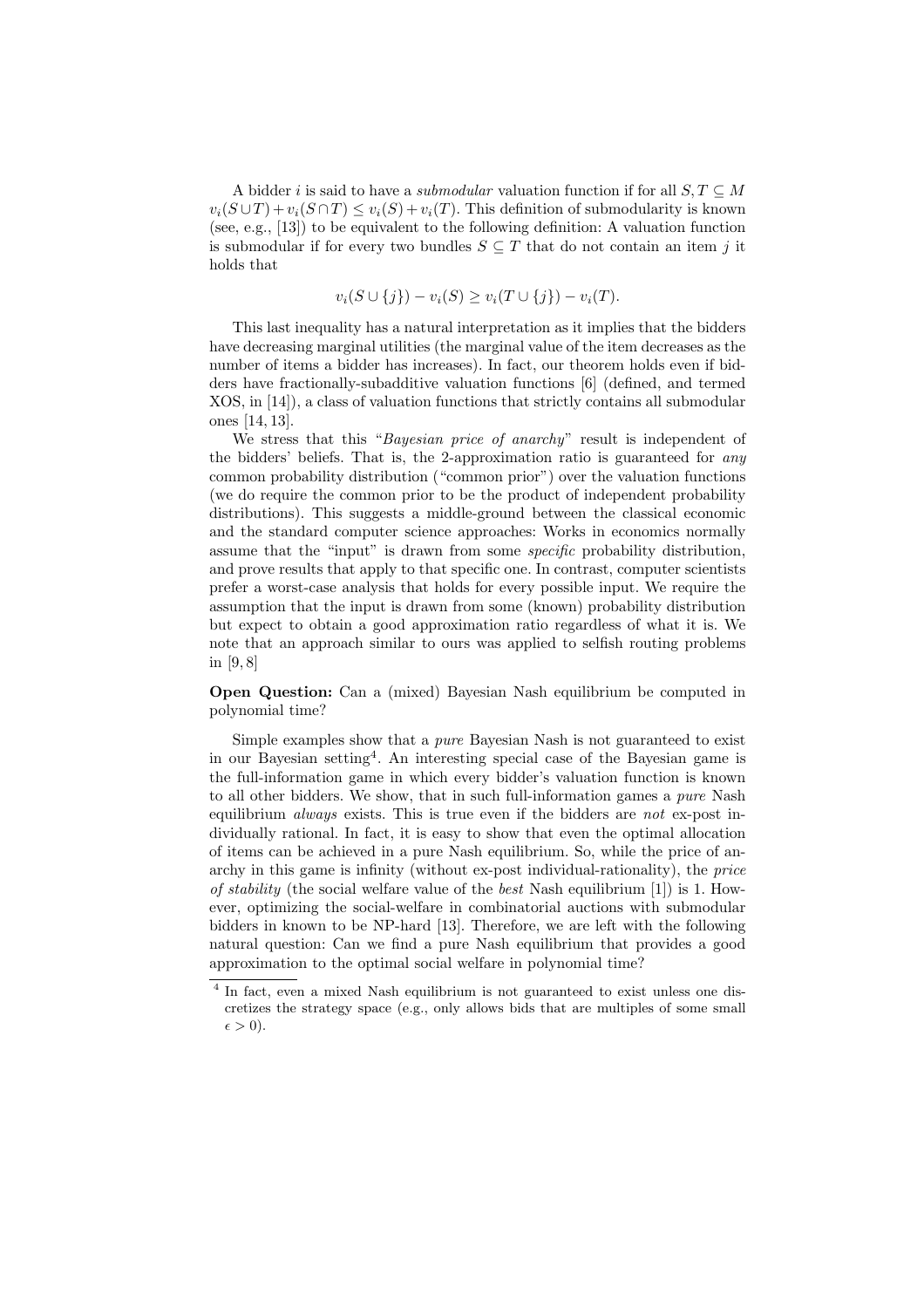A bidder $i$ is said to have a *submodular* valuation function if for all $S, T \subseteq M$ $v_i(S \cup T) + v_i(S \cap T) \leq v_i(S) + v_i(T)$. This definition of submodularity is known (see, e.g., [13]) to be equivalent to the following definition: A valuation function is submodular if for every two bundles $S \subseteq T$ that do not contain an item $j$ it holds that

$$v_i(S \cup \{j\}) - v_i(S) \geq v_i(T \cup \{j\}) - v_i(T).$$

This last inequality has a natural interpretation as it implies that the bidders have decreasing marginal utilities (the marginal value of the item decreases as the number of items a bidder has increases). In fact, our theorem holds even if bidders have fractionally-subadditive valuation functions [6] (defined, and termed XOS, in [14]), a class of valuation functions that strictly contains all submodular ones [14, 13].

We stress that this "*Bayesian price of anarchy*" result is independent of the bidders' beliefs. That is, the 2-approximation ratio is guaranteed for *any* common probability distribution ("common prior") over the valuation functions (we do require the common prior to be the product of independent probability distributions). This suggests a middle-ground between the classical economic and the standard computer science approaches: Works in economics normally assume that the "input" is drawn from some *specific* probability distribution, and prove results that apply to that specific one. In contrast, computer scientists prefer a worst-case analysis that holds for every possible input. We require the assumption that the input is drawn from some (known) probability distribution but expect to obtain a good approximation ratio regardless of what it is. We note that an approach similar to ours was applied to selfish routing problems in [9, 8]

**Open Question:** Can a (mixed) Bayesian Nash equilibrium be computed in polynomial time?

Simple examples show that a *pure* Bayesian Nash is not guaranteed to exist in our Bayesian setting[4]. An interesting special case of the Bayesian game is the full-information game in which every bidder's valuation function is known to all other bidders. We show, that in such full-information games a *pure* Nash equilibrium *always* exists. This is true even if the bidders are *not* ex-post individually rational. In fact, it is easy to show that even the optimal allocation of items can be achieved in a pure Nash equilibrium. So, while the price of anarchy in this game is infinity (without ex-post individual-rationality), the *price of stability* (the social welfare value of the *best* Nash equilibrium [1]) is 1. However, optimizing the social-welfare in combinatorial auctions with submodular bidders in known to be NP-hard [13]. Therefore, we are left with the following natural question: Can we find a pure Nash equilibrium that provides a good approximation to the optimal social welfare in polynomial time?

[4] In fact, even a mixed Nash equilibrium is not guaranteed to exist unless one discretizes the strategy space (e.g., only allows bids that are multiples of some small $\epsilon > 0$).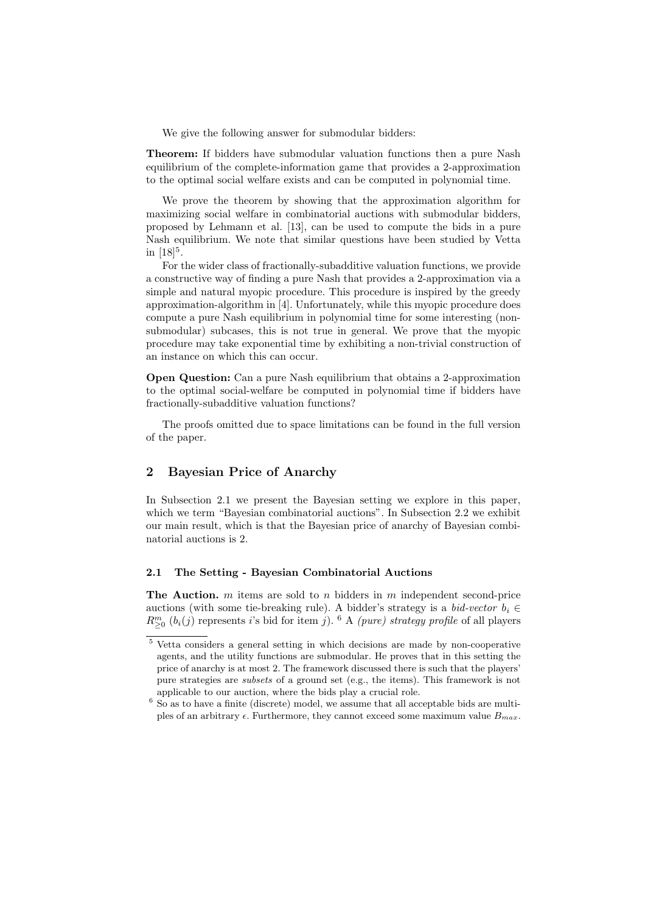We give the following answer for submodular bidders:

**Theorem:** If bidders have submodular valuation functions then a pure Nash equilibrium of the complete-information game that provides a 2-approximation to the optimal social welfare exists and can be computed in polynomial time.

We prove the theorem by showing that the approximation algorithm for maximizing social welfare in combinatorial auctions with submodular bidders, proposed by Lehmann et al. [13], can be used to compute the bids in a pure Nash equilibrium. We note that similar questions have been studied by Vetta in [18][5].

For the wider class of fractionally-subadditive valuation functions, we provide a constructive way of finding a pure Nash that provides a 2-approximation via a simple and natural myopic procedure. This procedure is inspired by the greedy approximation-algorithm in [4]. Unfortunately, while this myopic procedure does compute a pure Nash equilibrium in polynomial time for some interesting (non-submodular) subcases, this is not true in general. We prove that the myopic procedure may take exponential time by exhibiting a non-trivial construction of an instance on which this can occur.

**Open Question:** Can a pure Nash equilibrium that obtains a 2-approximation to the optimal social-welfare be computed in polynomial time if bidders have fractionally-subadditive valuation functions?

The proofs omitted due to space limitations can be found in the full version of the paper.

## 2 Bayesian Price of Anarchy

In Subsection 2.1 we present the Bayesian setting we explore in this paper, which we term "Bayesian combinatorial auctions". In Subsection 2.2 we exhibit our main result, which is that the Bayesian price of anarchy of Bayesian combinatorial auctions is 2.

### 2.1 The Setting - Bayesian Combinatorial Auctions

**The Auction.** $m$ items are sold to $n$ bidders in $m$ independent second-price auctions (with some tie-breaking rule). A bidder's strategy is a *bid-vector* $b_i \in R^m_{\geq 0}$ ($b_i(j)$ represents $i$'s bid for item $j$). [6] A *(pure) strategy profile* of all players

---

[5] Vetta considers a general setting in which decisions are made by non-cooperative agents, and the utility functions are submodular. He proves that in this setting the price of anarchy is at most 2. The framework discussed there is such that the players' pure strategies are *subsets* of a ground set (e.g., the items). This framework is not applicable to our auction, where the bids play a crucial role.

[6] So as to have a finite (discrete) model, we assume that all acceptable bids are multiples of an arbitrary $\epsilon$. Furthermore, they cannot exceed some maximum value $B_{max}$.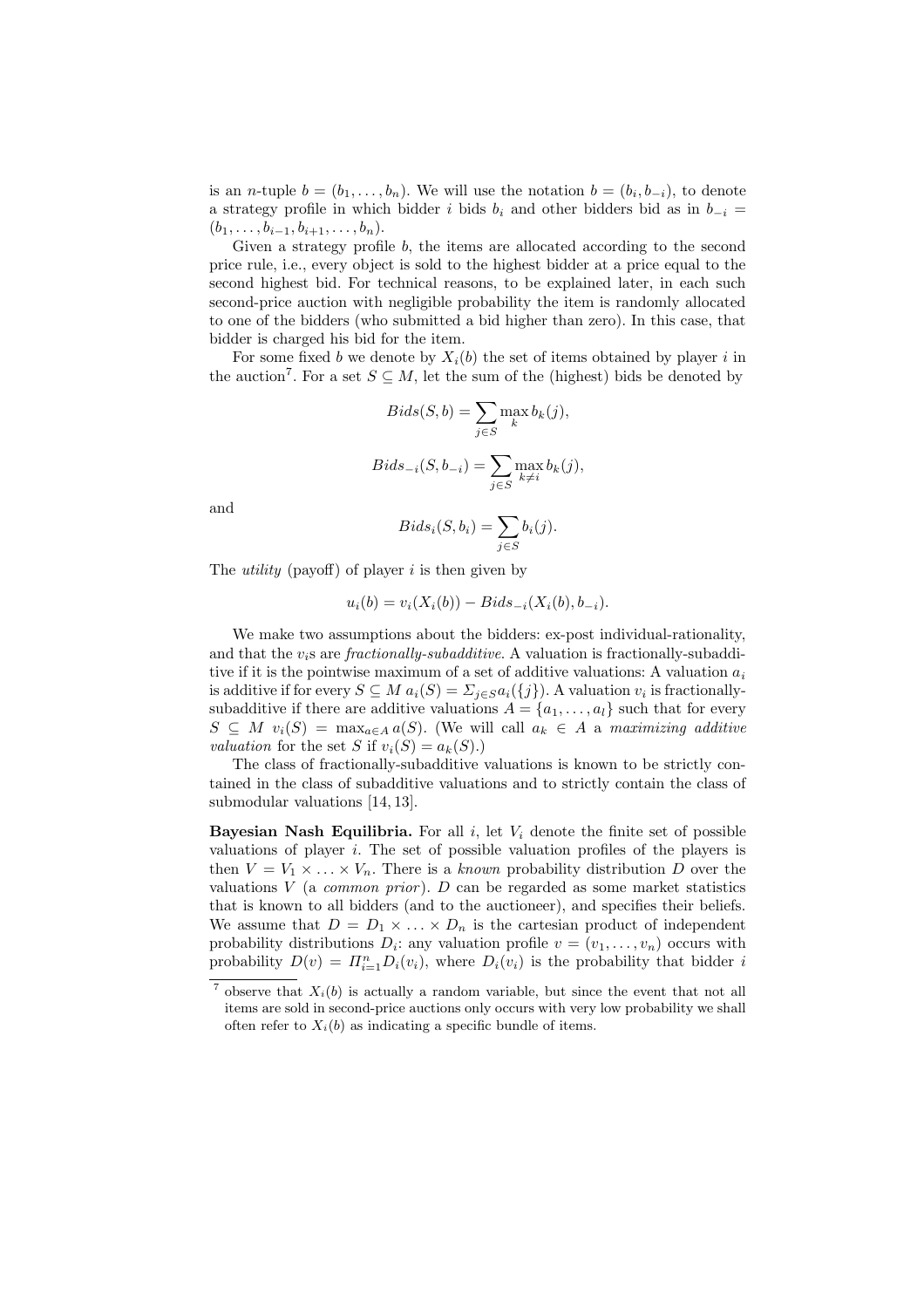is an $n$-tuple $b = (b_1, \ldots, b_n)$. We will use the notation $b = (b_i, b_{-i})$, to denote a strategy profile in which bidder $i$ bids $b_i$ and other bidders bid as in $b_{-i} = (b_1, \ldots, b_{i-1}, b_{i+1}, \ldots, b_n)$.

Given a strategy profile $b$, the items are allocated according to the second price rule, i.e., every object is sold to the highest bidder at a price equal to the second highest bid. For technical reasons, to be explained later, in each such second-price auction with negligible probability the item is randomly allocated to one of the bidders (who submitted a bid higher than zero). In this case, that bidder is charged his bid for the item.

For some fixed $b$ we denote by $X_i(b)$ the set of items obtained by player $i$ in the auction[7]. For a set $S \subseteq M$, let the sum of the (highest) bids be denoted by

$$Bids(S, b) = \sum_{j \in S} \max_k b_k(j),$$

$$Bids_{-i}(S, b_{-i}) = \sum_{j \in S} \max_{k \neq i} b_k(j),$$

and

$$Bids_i(S, b_i) = \sum_{j \in S} b_i(j).$$

The *utility* (payoff) of player $i$ is then given by

$$u_i(b) = v_i(X_i(b)) - Bids_{-i}(X_i(b), b_{-i}).$$

We make two assumptions about the bidders: ex-post individual-rationality, and that the $v_i$s are *fractionally-subadditive*. A valuation is fractionally-subadditive if it is the pointwise maximum of a set of additive valuations: A valuation $a_i$ is additive if for every $S \subseteq M$ $a_i(S) = \Sigma_{j \in S} a_i(\{j\})$. A valuation $v_i$ is fractionally-subadditive if there are additive valuations $A = \{a_1, \ldots, a_l\}$ such that for every $S \subseteq M$ $v_i(S) = \max_{a \in A} a(S)$. (We will call $a_k \in A$ a *maximizing additive valuation* for the set $S$ if $v_i(S) = a_k(S)$.)

The class of fractionally-subadditive valuations is known to be strictly contained in the class of subadditive valuations and to strictly contain the class of submodular valuations [14, 13].

**Bayesian Nash Equilibria.** For all $i$, let $V_i$ denote the finite set of possible valuations of player $i$. The set of possible valuation profiles of the players is then $V = V_1 \times \ldots \times V_n$. There is a *known* probability distribution $D$ over the valuations $V$ (a *common prior*). $D$ can be regarded as some market statistics that is known to all bidders (and to the auctioneer), and specifies their beliefs. We assume that $D = D_1 \times \ldots \times D_n$ is the cartesian product of independent probability distributions $D_i$: any valuation profile $v = (v_1, \ldots, v_n)$ occurs with probability $D(v) = \Pi_{i=1}^{n} D_i(v_i)$, where $D_i(v_i)$ is the probability that bidder $i$

[7] observe that $X_i(b)$ is actually a random variable, but since the event that not all items are sold in second-price auctions only occurs with very low probability we shall often refer to $X_i(b)$ as indicating a specific bundle of items.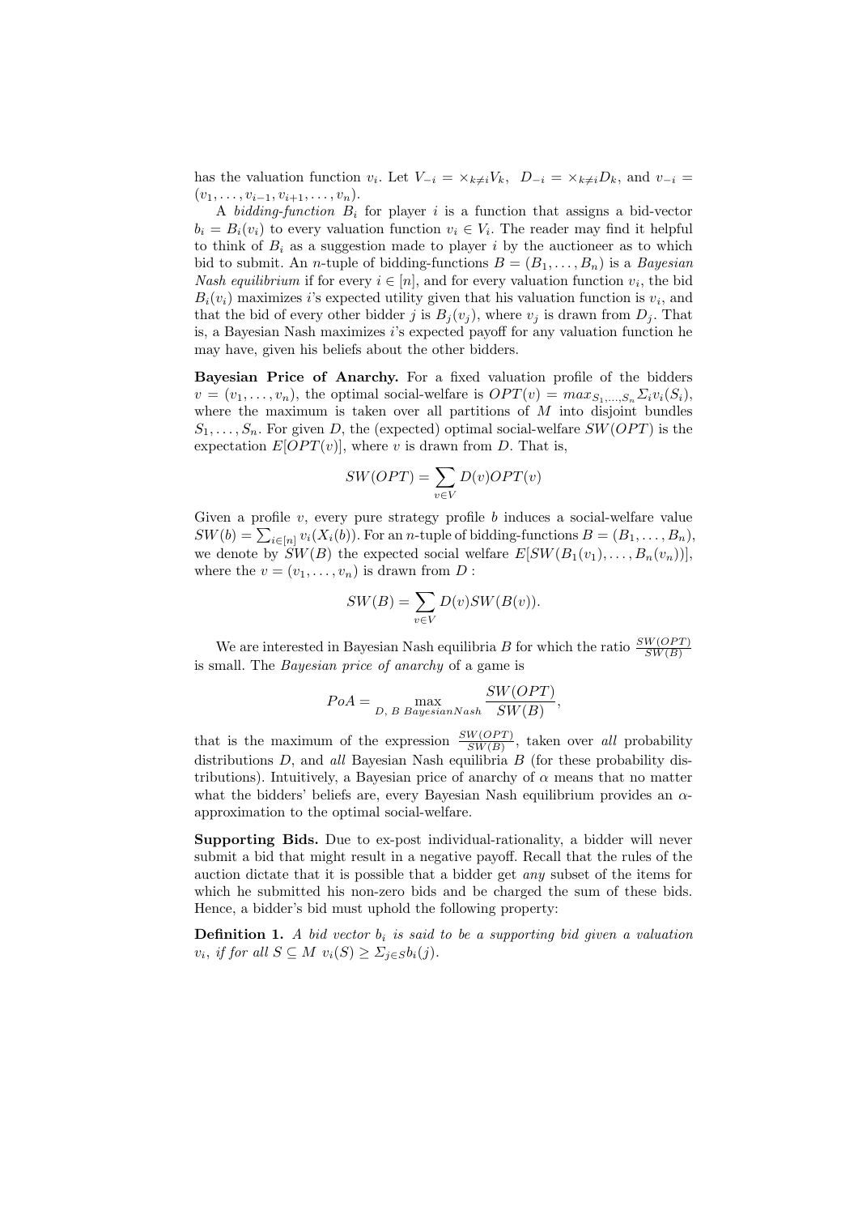has the valuation function $v_i$. Let $V_{-i} = \times_{k \neq i} V_k$, $D_{-i} = \times_{k \neq i} D_k$, and $v_{-i} = (v_1, \ldots, v_{i-1}, v_{i+1}, \ldots, v_n)$.

A *bidding-function* $B_i$ for player $i$ is a function that assigns a bid-vector $b_i = B_i(v_i)$ to every valuation function $v_i \in V_i$. The reader may find it helpful to think of $B_i$ as a suggestion made to player $i$ by the auctioneer as to which bid to submit. An $n$-tuple of bidding-functions $B = (B_1, \ldots, B_n)$ is a *Bayesian Nash equilibrium* if for every $i \in [n]$, and for every valuation function $v_i$, the bid $B_i(v_i)$ maximizes $i$'s expected utility given that his valuation function is $v_i$, and that the bid of every other bidder $j$ is $B_j(v_j)$, where $v_j$ is drawn from $D_j$. That is, a Bayesian Nash maximizes $i$'s expected payoff for any valuation function he may have, given his beliefs about the other bidders.

**Bayesian Price of Anarchy.** For a fixed valuation profile of the bidders $v = (v_1, \ldots, v_n)$, the optimal social-welfare is $OPT(v) = max_{S_1,\ldots,S_n} \Sigma_i v_i(S_i)$, where the maximum is taken over all partitions of $M$ into disjoint bundles $S_1, \ldots, S_n$. For given $D$, the (expected) optimal social-welfare $SW(OPT)$ is the expectation $E[OPT(v)]$, where $v$ is drawn from $D$. That is,

$$SW(OPT) = \sum_{v \in V} D(v) OPT(v)$$

Given a profile $v$, every pure strategy profile $b$ induces a social-welfare value $SW(b) = \sum_{i \in [n]} v_i(X_i(b))$. For an $n$-tuple of bidding-functions $B = (B_1, \ldots, B_n)$, we denote by $SW(B)$ the expected social welfare $E[SW(B_1(v_1), \ldots, B_n(v_n))]$, where the $v = (v_1, \ldots, v_n)$ is drawn from $D$ :

$$SW(B) = \sum_{v \in V} D(v) SW(B(v)).$$

We are interested in Bayesian Nash equilibria $B$ for which the ratio $\frac{SW(OPT)}{SW(B)}$ is small. The *Bayesian price of anarchy* of a game is

$$PoA = \max_{D,\ B\ BayesianNash} \frac{SW(OPT)}{SW(B)},$$

that is the maximum of the expression $\frac{SW(OPT)}{SW(B)}$, taken over *all* probability distributions $D$, and *all* Bayesian Nash equilibria $B$ (for these probability distributions). Intuitively, a Bayesian price of anarchy of $\alpha$ means that no matter what the bidders' beliefs are, every Bayesian Nash equilibrium provides an $\alpha$-approximation to the optimal social-welfare.

**Supporting Bids.** Due to ex-post individual-rationality, a bidder will never submit a bid that might result in a negative payoff. Recall that the rules of the auction dictate that it is possible that a bidder get *any* subset of the items for which he submitted his non-zero bids and be charged the sum of these bids. Hence, a bidder's bid must uphold the following property:

**Definition 1.** *A bid vector $b_i$ is said to be a supporting bid given a valuation $v_i$, if for all $S \subseteq M$ $v_i(S) \geq \Sigma_{j \in S} b_i(j)$.*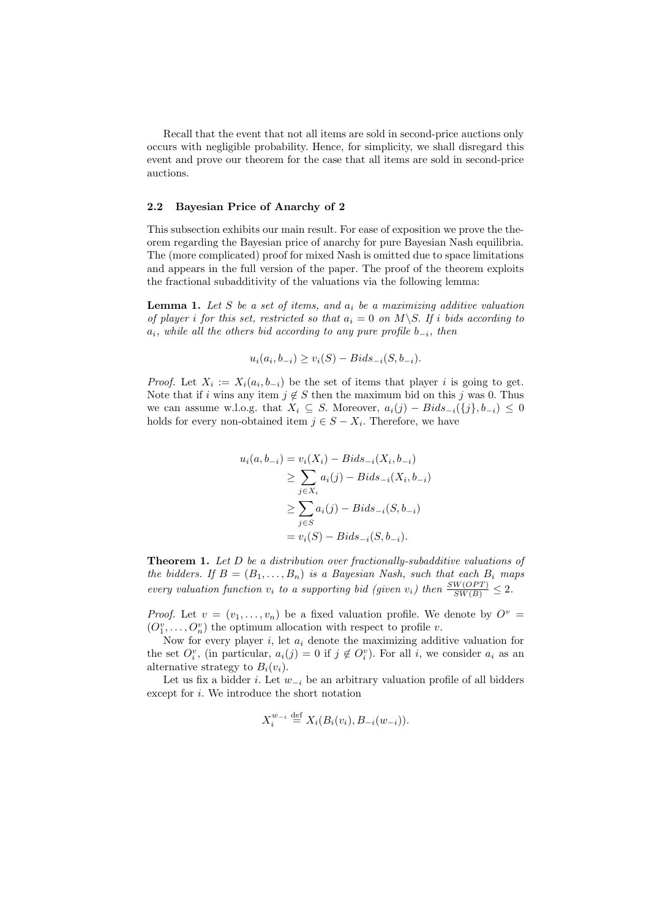Recall that the event that not all items are sold in second-price auctions only occurs with negligible probability. Hence, for simplicity, we shall disregard this event and prove our theorem for the case that all items are sold in second-price auctions.

### 2.2 Bayesian Price of Anarchy of 2

This subsection exhibits our main result. For ease of exposition we prove the theorem regarding the Bayesian price of anarchy for pure Bayesian Nash equilibria. The (more complicated) proof for mixed Nash is omitted due to space limitations and appears in the full version of the paper. The proof of the theorem exploits the fractional subadditivity of the valuations via the following lemma:

**Lemma 1.** *Let $S$ be a set of items, and $a_i$ be a maximizing additive valuation of player $i$ for this set, restricted so that $a_i = 0$ on $M \backslash S$. If $i$ bids according to $a_i$, while all the others bid according to any pure profile $b_{-i}$, then*

$$u_i(a_i, b_{-i}) \geq v_i(S) - Bids_{-i}(S, b_{-i}).$$

*Proof.* Let $X_i := X_i(a_i, b_{-i})$ be the set of items that player $i$ is going to get. Note that if $i$ wins any item $j \notin S$ then the maximum bid on this $j$ was 0. Thus we can assume w.l.o.g. that $X_i \subseteq S$. Moreover, $a_i(j) - Bids_{-i}(\{j\}, b_{-i}) \leq 0$ holds for every non-obtained item $j \in S - X_i$. Therefore, we have

$$\begin{aligned}
u_i(a, b_{-i}) &= v_i(X_i) - Bids_{-i}(X_i, b_{-i}) \\
&\geq \sum_{j \in X_i} a_i(j) - Bids_{-i}(X_i, b_{-i}) \\
&\geq \sum_{j \in S} a_i(j) - Bids_{-i}(S, b_{-i}) \\
&= v_i(S) - Bids_{-i}(S, b_{-i}).
\end{aligned}$$

**Theorem 1.** *Let $D$ be a distribution over fractionally-subadditive valuations of the bidders. If $B = (B_1, \ldots, B_n)$ is a Bayesian Nash, such that each $B_i$ maps every valuation function $v_i$ to a supporting bid (given $v_i$) then $\frac{SW(OPT)}{SW(B)} \leq 2$.*

*Proof.* Let $v = (v_1, \ldots, v_n)$ be a fixed valuation profile. We denote by $O^v = (O_1^v, \ldots, O_n^v)$ the optimum allocation with respect to profile $v$.

Now for every player $i$, let $a_i$ denote the maximizing additive valuation for the set $O_i^v$, (in particular, $a_i(j) = 0$ if $j \notin O_i^v$). For all $i$, we consider $a_i$ as an alternative strategy to $B_i(v_i)$.

Let us fix a bidder $i$. Let $w_{-i}$ be an arbitrary valuation profile of all bidders except for $i$. We introduce the short notation

$$X_i^{w_{-i}} \stackrel{\text{def}}{=} X_i(B_i(v_i), B_{-i}(w_{-i})).$$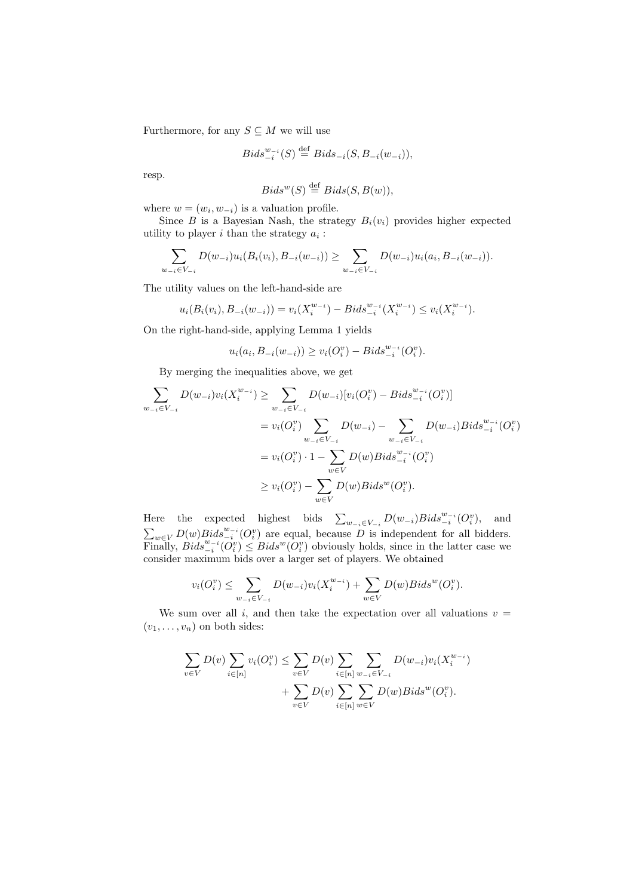Furthermore, for any $S \subseteq M$ we will use

$$Bids_{-i}^{w_{-i}}(S) \stackrel{\text{def}}{=} Bids_{-i}(S, B_{-i}(w_{-i})),$$

resp.

$$Bids^{w}(S) \stackrel{\text{def}}{=} Bids(S, B(w)),$$

where $w = (w_i, w_{-i})$ is a valuation profile.

Since $B$ is a Bayesian Nash, the strategy $B_i(v_i)$ provides higher expected utility to player $i$ than the strategy $a_i$ :

$$\sum_{w_{-i} \in V_{-i}} D(w_{-i}) u_i(B_i(v_i), B_{-i}(w_{-i})) \geq \sum_{w_{-i} \in V_{-i}} D(w_{-i}) u_i(a_i, B_{-i}(w_{-i})).$$

The utility values on the left-hand-side are

$$u_i(B_i(v_i), B_{-i}(w_{-i})) = v_i(X_i^{w_{-i}}) - Bids_{-i}^{w_{-i}}(X_i^{w_{-i}}) \leq v_i(X_i^{w_{-i}}).$$

On the right-hand-side, applying Lemma 1 yields

$$u_i(a_i, B_{-i}(w_{-i})) \geq v_i(O_i^v) - Bids_{-i}^{w_{-i}}(O_i^v).$$

By merging the inequalities above, we get

$$\begin{aligned}
\sum_{w_{-i} \in V_{-i}} D(w_{-i}) v_i(X_i^{w_{-i}}) &\geq \sum_{w_{-i} \in V_{-i}} D(w_{-i})[v_i(O_i^v) - Bids_{-i}^{w_{-i}}(O_i^v)] \\
&= v_i(O_i^v) \sum_{w_{-i} \in V_{-i}} D(w_{-i}) - \sum_{w_{-i} \in V_{-i}} D(w_{-i}) Bids_{-i}^{w_{-i}}(O_i^v) \\
&= v_i(O_i^v) \cdot 1 - \sum_{w \in V} D(w) Bids_{-i}^{w_{-i}}(O_i^v) \\
&\geq v_i(O_i^v) - \sum_{w \in V} D(w) Bids^{w}(O_i^v).
\end{aligned}$$

Here the expected highest bids $\sum_{w_{-i} \in V_{-i}} D(w_{-i}) Bids_{-i}^{w_{-i}}(O_i^v)$, and $\sum_{w \in V} D(w) Bids_{-i}^{w_{-i}}(O_i^v)$ are equal, because $D$ is independent for all bidders. Finally, $Bids_{-i}^{w_{-i}}(O_i^v) \leq Bids^{w}(O_i^v)$ obviously holds, since in the latter case we consider maximum bids over a larger set of players. We obtained

$$v_i(O_i^v) \leq \sum_{w_{-i} \in V_{-i}} D(w_{-i}) v_i(X_i^{w_{-i}}) + \sum_{w \in V} D(w) Bids^{w}(O_i^v).$$

We sum over all $i$, and then take the expectation over all valuations $v = (v_1, \dots, v_n)$ on both sides:

$$\begin{aligned}
\sum_{v \in V} D(v) \sum_{i \in [n]} v_i(O_i^v) \leq &\sum_{v \in V} D(v) \sum_{i \in [n]} \sum_{w_{-i} \in V_{-i}} D(w_{-i}) v_i(X_i^{w_{-i}}) \\
&+ \sum_{v \in V} D(v) \sum_{i \in [n]} \sum_{w \in V} D(w) Bids^{w}(O_i^v).
\end{aligned}$$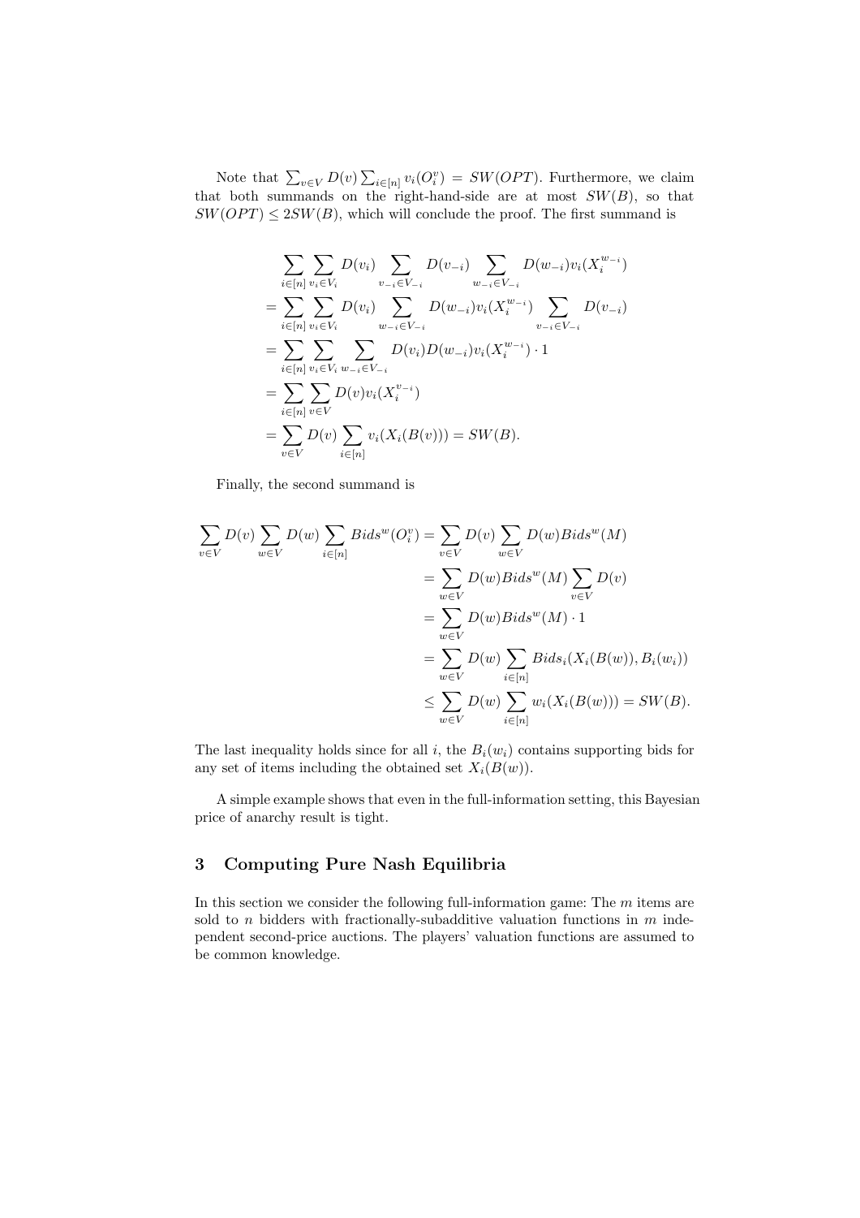Note that $\sum_{v \in V} D(v) \sum_{i \in [n]} v_i(O_i^v) = SW(OPT)$. Furthermore, we claim that both summands on the right-hand-side are at most $SW(B)$, so that $SW(OPT) \leq 2SW(B)$, which will conclude the proof. The first summand is

$$
\begin{aligned}
&\sum_{i \in [n]} \sum_{v_i \in V_i} D(v_i) \sum_{v_{-i} \in V_{-i}} D(v_{-i}) \sum_{w_{-i} \in V_{-i}} D(w_{-i}) v_i(X_i^{w_{-i}}) \\
&= \sum_{i \in [n]} \sum_{v_i \in V_i} D(v_i) \sum_{w_{-i} \in V_{-i}} D(w_{-i}) v_i(X_i^{w_{-i}}) \sum_{v_{-i} \in V_{-i}} D(v_{-i}) \\
&= \sum_{i \in [n]} \sum_{v_i \in V_i} \sum_{w_{-i} \in V_{-i}} D(v_i) D(w_{-i}) v_i(X_i^{w_{-i}}) \cdot 1 \\
&= \sum_{i \in [n]} \sum_{v \in V} D(v) v_i(X_i^{v_{-i}}) \\
&= \sum_{v \in V} D(v) \sum_{i \in [n]} v_i(X_i(B(v))) = SW(B).
\end{aligned}
$$

Finally, the second summand is

$$
\begin{aligned}
\sum_{v \in V} D(v) \sum_{w \in V} D(w) \sum_{i \in [n]} Bids^w(O_i^v) &= \sum_{v \in V} D(v) \sum_{w \in V} D(w) Bids^w(M) \\
&= \sum_{w \in V} D(w) Bids^w(M) \sum_{v \in V} D(v) \\
&= \sum_{w \in V} D(w) Bids^w(M) \cdot 1 \\
&= \sum_{w \in V} D(w) \sum_{i \in [n]} Bids_i(X_i(B(w)), B_i(w_i)) \\
&\leq \sum_{w \in V} D(w) \sum_{i \in [n]} w_i(X_i(B(w))) = SW(B).
\end{aligned}
$$

The last inequality holds since for all $i$, the $B_i(w_i)$ contains supporting bids for any set of items including the obtained set $X_i(B(w))$.

A simple example shows that even in the full-information setting, this Bayesian price of anarchy result is tight.

## 3 Computing Pure Nash Equilibria

In this section we consider the following full-information game: The $m$ items are sold to $n$ bidders with fractionally-subadditive valuation functions in $m$ independent second-price auctions. The players' valuation functions are assumed to be common knowledge.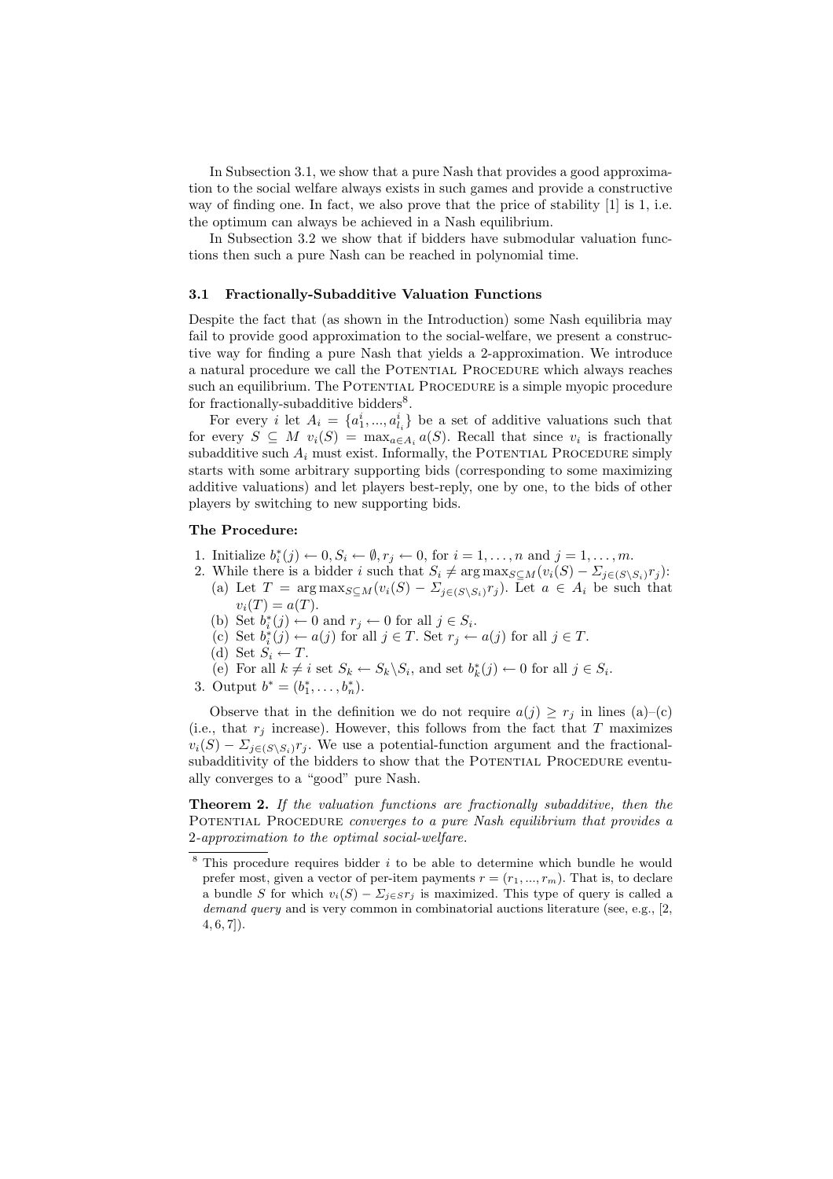In Subsection 3.1, we show that a pure Nash that provides a good approximation to the social welfare always exists in such games and provide a constructive way of finding one. In fact, we also prove that the price of stability [1] is 1, i.e. the optimum can always be achieved in a Nash equilibrium.

In Subsection 3.2 we show that if bidders have submodular valuation functions then such a pure Nash can be reached in polynomial time.

### 3.1 Fractionally-Subadditive Valuation Functions

Despite the fact that (as shown in the Introduction) some Nash equilibria may fail to provide good approximation to the social-welfare, we present a constructive way for finding a pure Nash that yields a 2-approximation. We introduce a natural procedure we call the Potential Procedure which always reaches such an equilibrium. The Potential Procedure is a simple myopic procedure for fractionally-subadditive bidders[8].

For every $i$ let $A_i = \{a^i_1, ..., a^i_{l_i}\}$ be a set of additive valuations such that for every $S \subseteq M$ $v_i(S) = \max_{a \in A_i} a(S)$. Recall that since $v_i$ is fractionally subadditive such $A_i$ must exist. Informally, the Potential Procedure simply starts with some arbitrary supporting bids (corresponding to some maximizing additive valuations) and let players best-reply, one by one, to the bids of other players by switching to new supporting bids.

**The Procedure:**

1. Initialize $b^*_i(j) \leftarrow 0, S_i \leftarrow \emptyset, r_j \leftarrow 0$, for $i = 1, \ldots, n$ and $j = 1, \ldots, m$.
2. While there is a bidder $i$ such that $S_i \neq \arg\max_{S \subseteq M}(v_i(S) - \Sigma_{j \in (S \setminus S_i)} r_j)$:
   (a) Let $T = \arg\max_{S \subseteq M}(v_i(S) - \Sigma_{j \in (S \setminus S_i)} r_j)$. Let $a \in A_i$ be such that $v_i(T) = a(T)$.
   (b) Set $b^*_i(j) \leftarrow 0$ and $r_j \leftarrow 0$ for all $j \in S_i$.
   (c) Set $b^*_i(j) \leftarrow a(j)$ for all $j \in T$. Set $r_j \leftarrow a(j)$ for all $j \in T$.
   (d) Set $S_i \leftarrow T$.
   (e) For all $k \neq i$ set $S_k \leftarrow S_k \setminus S_i$, and set $b^*_k(j) \leftarrow 0$ for all $j \in S_i$.
3. Output $b^* = (b^*_1, \ldots, b^*_n)$.

Observe that in the definition we do not require $a(j) \geq r_j$ in lines (a)–(c) (i.e., that $r_j$ increase). However, this follows from the fact that $T$ maximizes $v_i(S) - \Sigma_{j \in (S \setminus S_i)} r_j$. We use a potential-function argument and the fractional-subadditivity of the bidders to show that the Potential Procedure eventually converges to a "good" pure Nash.

**Theorem 2.** *If the valuation functions are fractionally subadditive, then the* Potential Procedure *converges to a pure Nash equilibrium that provides a 2-approximation to the optimal social-welfare.*

[8] This procedure requires bidder $i$ to be able to determine which bundle he would prefer most, given a vector of per-item payments $r = (r_1, ..., r_m)$. That is, to declare a bundle $S$ for which $v_i(S) - \Sigma_{j \in S} r_j$ is maximized. This type of query is called a *demand query* and is very common in combinatorial auctions literature (see, e.g., [2, 4, 6, 7]).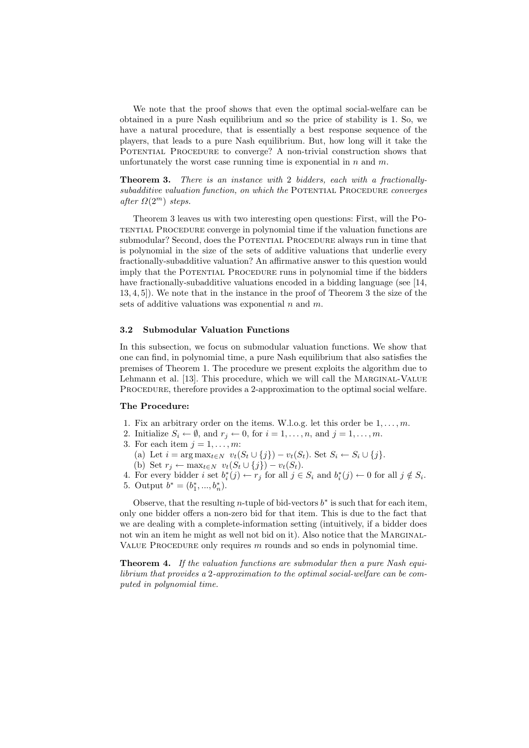We note that the proof shows that even the optimal social-welfare can be obtained in a pure Nash equilibrium and so the price of stability is 1. So, we have a natural procedure, that is essentially a best response sequence of the players, that leads to a pure Nash equilibrium. But, how long will it take the Potential Procedure to converge? A non-trivial construction shows that unfortunately the worst case running time is exponential in $n$ and $m$.

**Theorem 3.** *There is an instance with 2 bidders, each with a fractionally-subadditive valuation function, on which the* Potential Procedure *converges after* $\Omega(2^m)$ *steps.*

Theorem 3 leaves us with two interesting open questions: First, will the Potential Procedure converge in polynomial time if the valuation functions are submodular? Second, does the Potential Procedure always run in time that is polynomial in the size of the sets of additive valuations that underlie every fractionally-subadditive valuation? An affirmative answer to this question would imply that the Potential Procedure runs in polynomial time if the bidders have fractionally-subadditive valuations encoded in a bidding language (see [14, 13, 4, 5]). We note that in the instance in the proof of Theorem 3 the size of the sets of additive valuations was exponential $n$ and $m$.

### 3.2 Submodular Valuation Functions

In this subsection, we focus on submodular valuation functions. We show that one can find, in polynomial time, a pure Nash equilibrium that also satisfies the premises of Theorem 1. The procedure we present exploits the algorithm due to Lehmann et al. [13]. This procedure, which we will call the Marginal-Value Procedure, therefore provides a 2-approximation to the optimal social welfare.

**The Procedure:**

1. Fix an arbitrary order on the items. W.l.o.g. let this order be $1, \ldots, m$.
2. Initialize $S_i \leftarrow \emptyset$, and $r_j \leftarrow 0$, for $i = 1, \ldots, n$, and $j = 1, \ldots, m$.
3. For each item $j = 1, \ldots, m$:
   (a) Let $i = \arg\max_{t \in N} \; v_t(S_t \cup \{j\}) - v_t(S_t)$. Set $S_i \leftarrow S_i \cup \{j\}$.
   (b) Set $r_j \leftarrow \max_{t \in N} \; v_t(S_t \cup \{j\}) - v_t(S_t)$.
4. For every bidder $i$ set $b_i^*(j) \leftarrow r_j$ for all $j \in S_i$ and $b_i^*(j) \leftarrow 0$ for all $j \notin S_i$.
5. Output $b^* = (b_1^*, ..., b_n^*)$.

Observe, that the resulting $n$-tuple of bid-vectors $b^*$ is such that for each item, only one bidder offers a non-zero bid for that item. This is due to the fact that we are dealing with a complete-information setting (intuitively, if a bidder does not win an item he might as well not bid on it). Also notice that the Marginal-Value Procedure only requires $m$ rounds and so ends in polynomial time.

**Theorem 4.** *If the valuation functions are submodular then a pure Nash equilibrium that provides a 2-approximation to the optimal social-welfare can be computed in polynomial time.*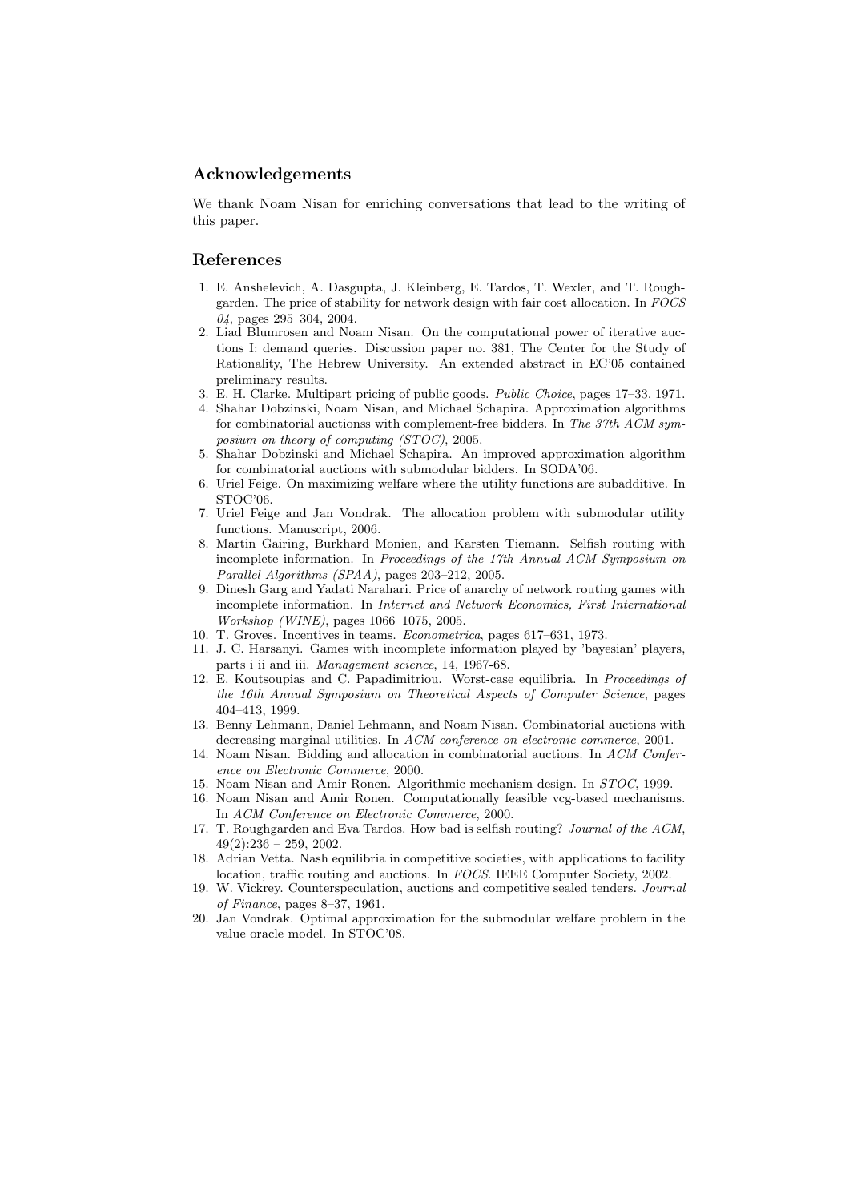## Acknowledgements

We thank Noam Nisan for enriching conversations that lead to the writing of this paper.

## References

1. E. Anshelevich, A. Dasgupta, J. Kleinberg, E. Tardos, T. Wexler, and T. Roughgarden. The price of stability for network design with fair cost allocation. In *FOCS 04*, pages 295–304, 2004.
2. Liad Blumrosen and Noam Nisan. On the computational power of iterative auctions I: demand queries. Discussion paper no. 381, The Center for the Study of Rationality, The Hebrew University. An extended abstract in EC'05 contained preliminary results.
3. E. H. Clarke. Multipart pricing of public goods. *Public Choice*, pages 17–33, 1971.
4. Shahar Dobzinski, Noam Nisan, and Michael Schapira. Approximation algorithms for combinatorial auctionss with complement-free bidders. In *The 37th ACM symposium on theory of computing (STOC)*, 2005.
5. Shahar Dobzinski and Michael Schapira. An improved approximation algorithm for combinatorial auctions with submodular bidders. In SODA'06.
6. Uriel Feige. On maximizing welfare where the utility functions are subadditive. In STOC'06.
7. Uriel Feige and Jan Vondrak. The allocation problem with submodular utility functions. Manuscript, 2006.
8. Martin Gairing, Burkhard Monien, and Karsten Tiemann. Selfish routing with incomplete information. In *Proceedings of the 17th Annual ACM Symposium on Parallel Algorithms (SPAA)*, pages 203–212, 2005.
9. Dinesh Garg and Yadati Narahari. Price of anarchy of network routing games with incomplete information. In *Internet and Network Economics, First International Workshop (WINE)*, pages 1066–1075, 2005.
10. T. Groves. Incentives in teams. *Econometrica*, pages 617–631, 1973.
11. J. C. Harsanyi. Games with incomplete information played by 'bayesian' players, parts i ii and iii. *Management science*, 14, 1967-68.
12. E. Koutsoupias and C. Papadimitriou. Worst-case equilibria. In *Proceedings of the 16th Annual Symposium on Theoretical Aspects of Computer Science*, pages 404–413, 1999.
13. Benny Lehmann, Daniel Lehmann, and Noam Nisan. Combinatorial auctions with decreasing marginal utilities. In *ACM conference on electronic commerce*, 2001.
14. Noam Nisan. Bidding and allocation in combinatorial auctions. In *ACM Conference on Electronic Commerce*, 2000.
15. Noam Nisan and Amir Ronen. Algorithmic mechanism design. In *STOC*, 1999.
16. Noam Nisan and Amir Ronen. Computationally feasible vcg-based mechanisms. In *ACM Conference on Electronic Commerce*, 2000.
17. T. Roughgarden and Eva Tardos. How bad is selfish routing? *Journal of the ACM*, 49(2):236 – 259, 2002.
18. Adrian Vetta. Nash equilibria in competitive societies, with applications to facility location, traffic routing and auctions. In *FOCS*. IEEE Computer Society, 2002.
19. W. Vickrey. Counterspeculation, auctions and competitive sealed tenders. *Journal of Finance*, pages 8–37, 1961.
20. Jan Vondrak. Optimal approximation for the submodular welfare problem in the value oracle model. In STOC'08.